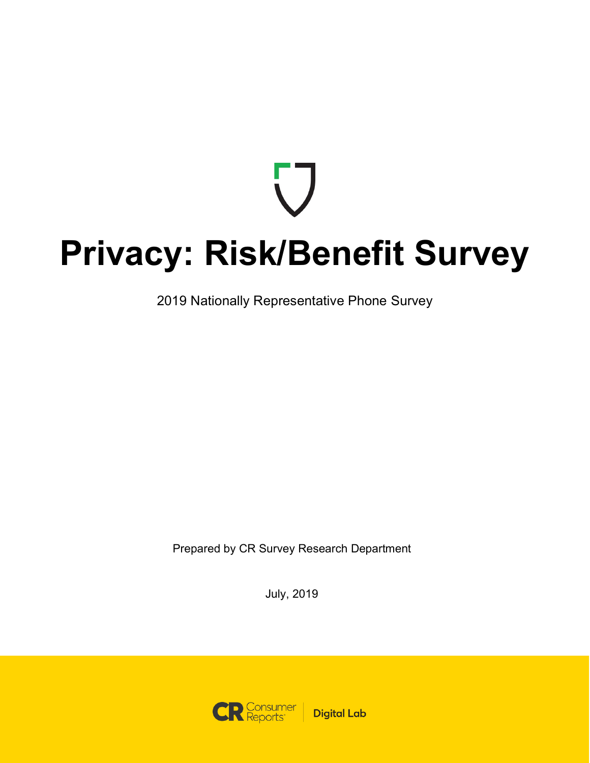# Privacy: Risk/Benefit Survey

2019 Nationally Representative Phone Survey

Prepared by CR Survey Research Department

July, 2019

Consumer Reports | Digital Lab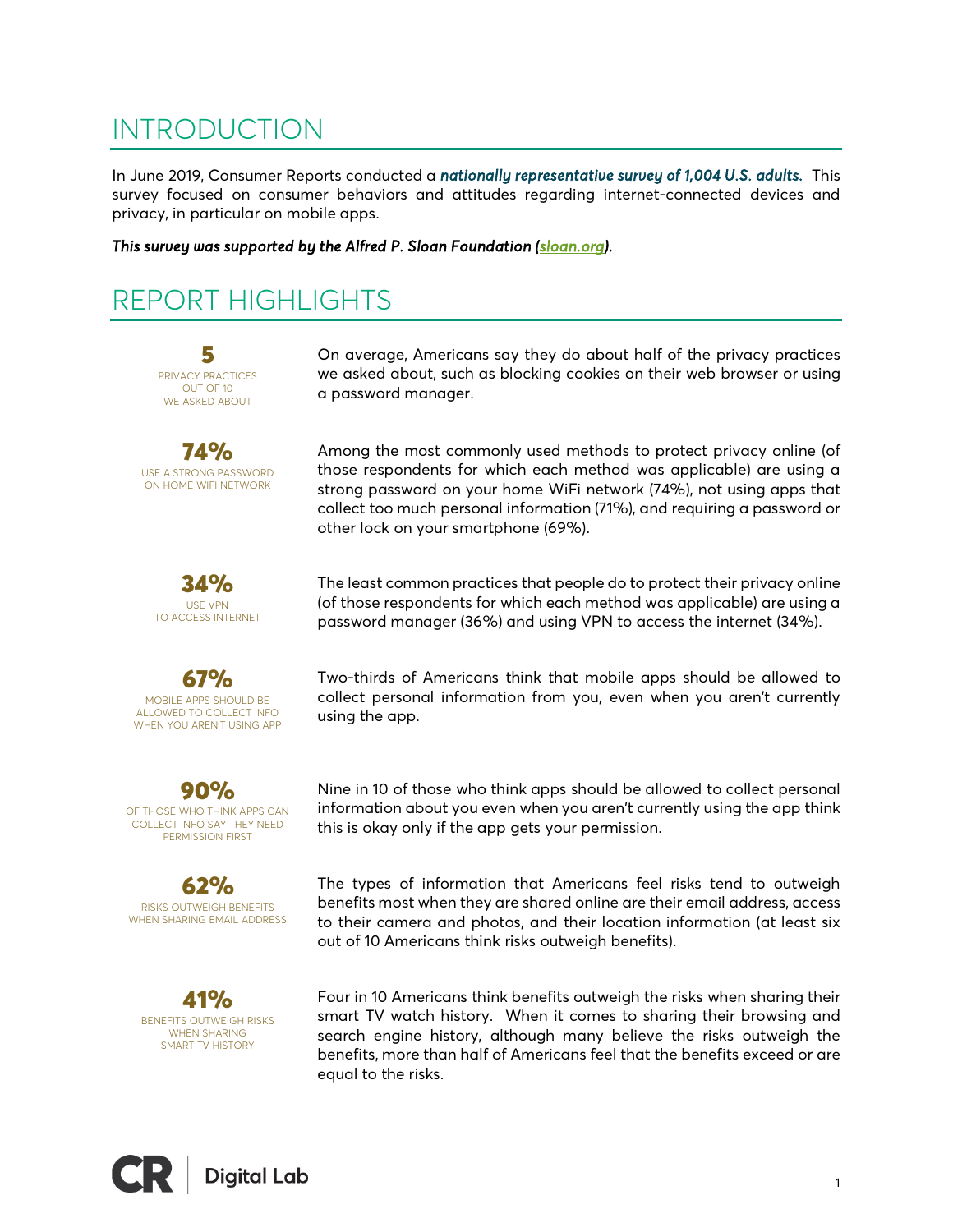# INTRODUCTION

In June 2019, Consumer Reports conducted a ***nationally representative survey of 1,004 U.S. adults.*** This survey focused on consumer behaviors and attitudes regarding internet-connected devices and privacy, in particular on mobile apps.

***This survey was supported by the Alfred P. Sloan Foundation (sloan.org).***

# REPORT HIGHLIGHTS

**5**
PRIVACY PRACTICES OUT OF 10 WE ASKED ABOUT

On average, Americans say they do about half of the privacy practices we asked about, such as blocking cookies on their web browser or using a password manager.

**74%**
USE A STRONG PASSWORD ON HOME WIFI NETWORK

Among the most commonly used methods to protect privacy online (of those respondents for which each method was applicable) are using a strong password on your home WiFi network (74%), not using apps that collect too much personal information (71%), and requiring a password or other lock on your smartphone (69%).

**34%**
USE VPN TO ACCESS INTERNET

The least common practices that people do to protect their privacy online (of those respondents for which each method was applicable) are using a password manager (36%) and using VPN to access the internet (34%).

**67%**
MOBILE APPS SHOULD BE ALLOWED TO COLLECT INFO WHEN YOU AREN'T USING APP

Two-thirds of Americans think that mobile apps should be allowed to collect personal information from you, even when you aren't currently using the app.

**90%**
OF THOSE WHO THINK APPS CAN COLLECT INFO SAY THEY NEED PERMISSION FIRST

Nine in 10 of those who think apps should be allowed to collect personal information about you even when you aren't currently using the app think this is okay only if the app gets your permission.

**62%**
RISKS OUTWEIGH BENEFITS WHEN SHARING EMAIL ADDRESS

The types of information that Americans feel risks tend to outweigh benefits most when they are shared online are their email address, access to their camera and photos, and their location information (at least six out of 10 Americans think risks outweigh benefits).

**41%**
BENEFITS OUTWEIGH RISKS WHEN SHARING SMART TV HISTORY

Four in 10 Americans think benefits outweigh the risks when sharing their smart TV watch history. When it comes to sharing their browsing and search engine history, although many believe the risks outweigh the benefits, more than half of Americans feel that the benefits exceed or are equal to the risks.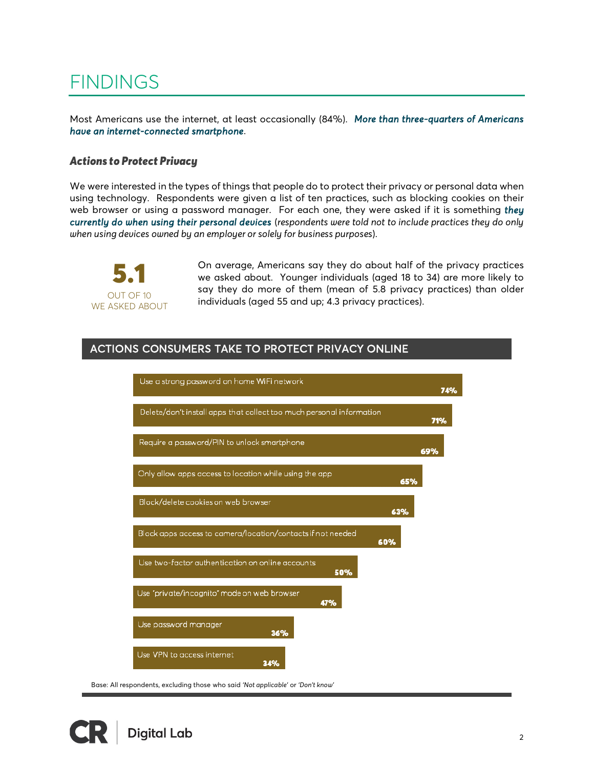# FINDINGS

Most Americans use the internet, at least occasionally (84%). ***More than three-quarters of Americans have an internet-connected smartphone***.

### *Actions to Protect Privacy*

We were interested in the types of things that people do to protect their privacy or personal data when using technology. Respondents were given a list of ten practices, such as blocking cookies on their web browser or using a password manager. For each one, they were asked if it is something ***they currently do when using their personal devices*** (*respondents were told not to include practices they do only when using devices owned by an employer or solely for business purposes*).

**5.1**
OUT OF 10
WE ASKED ABOUT

On average, Americans say they do about half of the privacy practices we asked about. Younger individuals (aged 18 to 34) are more likely to say they do more of them (mean of 5.8 privacy practices) than older individuals (aged 55 and up; 4.3 privacy practices).

## ACTIONS CONSUMERS TAKE TO PROTECT PRIVACY ONLINE

| Action | % |
|---|---|
| Use a strong password on home WiFi network | 74% |
| Delete/don't install apps that collect too much personal information | 71% |
| Require a password/PIN to unlock smartphone | 69% |
| Only allow apps access to location while using the app | 65% |
| Block/delete cookies on web browser | 63% |
| Block apps access to camera/location/contacts if not needed | 60% |
| Use two-factor authentication on online accounts | 50% |
| Use "private/incognito" mode on web browser | 47% |
| Use password manager | 36% |
| Use VPN to access internet | 34% |

Base: All respondents, excluding those who said *'Not applicable'* or *'Don't know'*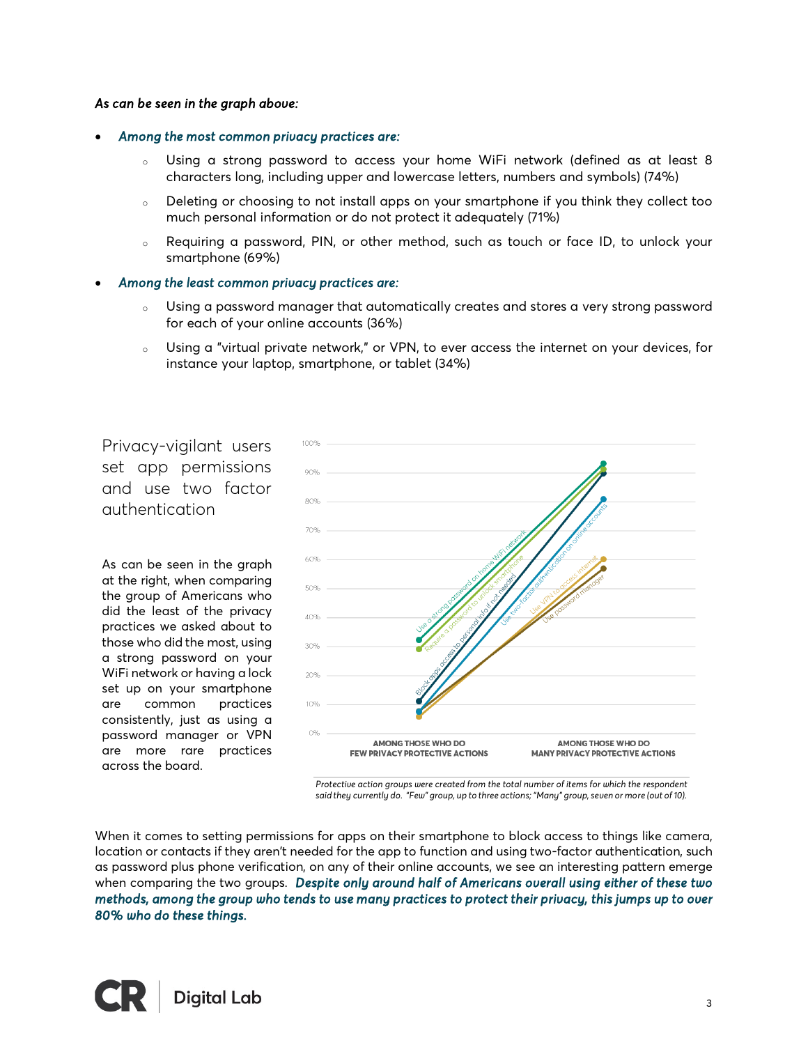***As can be seen in the graph above:***

- ***Among the most common privacy practices are:***
  - Using a strong password to access your home WiFi network (defined as at least 8 characters long, including upper and lowercase letters, numbers and symbols) (74%)
  - Deleting or choosing to not install apps on your smartphone if you think they collect too much personal information or do not protect it adequately (71%)
  - Requiring a password, PIN, or other method, such as touch or face ID, to unlock your smartphone (69%)
- ***Among the least common privacy practices are:***
  - Using a password manager that automatically creates and stores a very strong password for each of your online accounts (36%)
  - Using a "virtual private network," or VPN, to ever access the internet on your devices, for instance your laptop, smartphone, or tablet (34%)

## Privacy-vigilant users set app permissions and use two factor authentication

As can be seen in the graph at the right, when comparing the group of Americans who did the least of the privacy practices we asked about to those who did the most, using a strong password on your WiFi network or having a lock set up on your smartphone are common practices consistently, just as using a password manager or VPN are more rare practices across the board.

*Protective action groups were created from the total number of items for which the respondent said they currently do. "Few" group, up to three actions; "Many" group, seven or more (out of 10).*

When it comes to setting permissions for apps on their smartphone to block access to things like camera, location or contacts if they aren't needed for the app to function and using two-factor authentication, such as password plus phone verification, on any of their online accounts, we see an interesting pattern emerge when comparing the two groups. ***Despite only around half of Americans overall using either of these two methods, among the group who tends to use many practices to protect their privacy, this jumps up to over 80% who do these things.***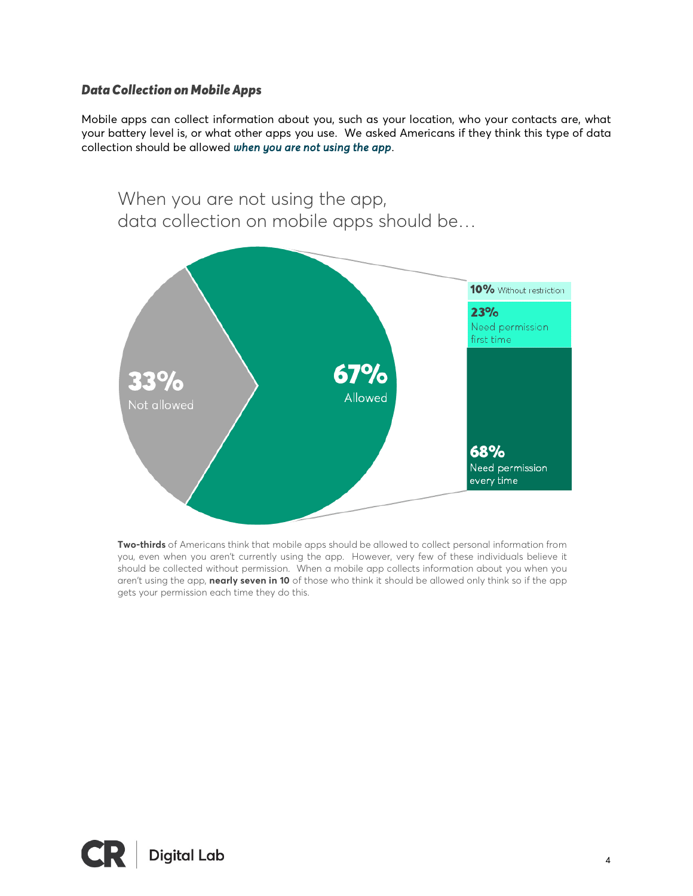### *Data Collection on Mobile Apps*

Mobile apps can collect information about you, such as your location, who your contacts are, what your battery level is, or what other apps you use. We asked Americans if they think this type of data collection should be allowed ***when you are not using the app***.

When you are not using the app, data collection on mobile apps should be…

**33%** Not allowed

**67%** Allowed

**10%** Without restriction

**23%** Need permission first time

**68%** Need permission every time

**Two-thirds** of Americans think that mobile apps should be allowed to collect personal information from you, even when you aren't currently using the app. However, very few of these individuals believe it should be collected without permission. When a mobile app collects information about you when you aren't using the app, **nearly seven in 10** of those who think it should be allowed only think so if the app gets your permission each time they do this.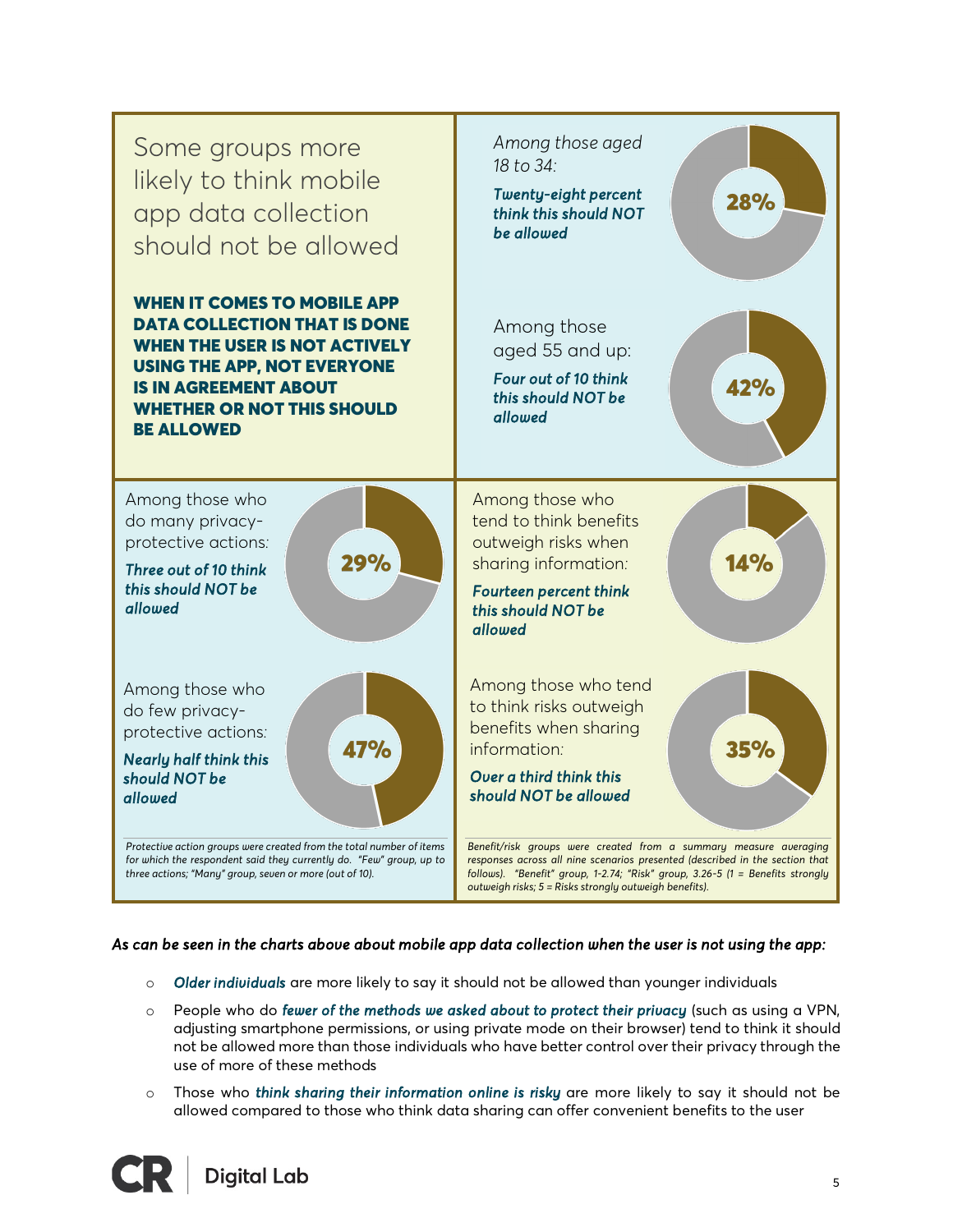## Some groups more likely to think mobile app data collection should not be allowed

**WHEN IT COMES TO MOBILE APP DATA COLLECTION THAT IS DONE WHEN THE USER IS NOT ACTIVELY USING THE APP, NOT EVERYONE IS IN AGREEMENT ABOUT WHETHER OR NOT THIS SHOULD BE ALLOWED**

*Among those aged 18 to 34:*

***Twenty-eight percent think this should NOT be allowed***

**28%**

Among those aged 55 and up:

***Four out of 10 think this should NOT be allowed***

**42%**

Among those who do many privacy-protective actions:

***Three out of 10 think this should NOT be allowed***

**29%**

Among those who do few privacy-protective actions:

***Nearly half think this should NOT be allowed***

**47%**

*Protective action groups were created from the total number of items for which the respondent said they currently do. "Few" group, up to three actions; "Many" group, seven or more (out of 10).*

Among those who tend to think benefits outweigh risks when sharing information:

***Fourteen percent think this should NOT be allowed***

**14%**

Among those who tend to think risks outweigh benefits when sharing information:

***Over a third think this should NOT be allowed***

**35%**

*Benefit/risk groups were created from a summary measure averaging responses across all nine scenarios presented (described in the section that follows). "Benefit" group, 1-2.74; "Risk" group, 3.26-5 (1 = Benefits strongly outweigh risks; 5 = Risks strongly outweigh benefits).*

*As can be seen in the charts above about mobile app data collection when the user is not using the app:*

- *Older individuals* are more likely to say it should not be allowed than younger individuals
- People who do *fewer of the methods we asked about to protect their privacy* (such as using a VPN, adjusting smartphone permissions, or using private mode on their browser) tend to think it should not be allowed more than those individuals who have better control over their privacy through the use of more of these methods
- Those who *think sharing their information online is risky* are more likely to say it should not be allowed compared to those who think data sharing can offer convenient benefits to the user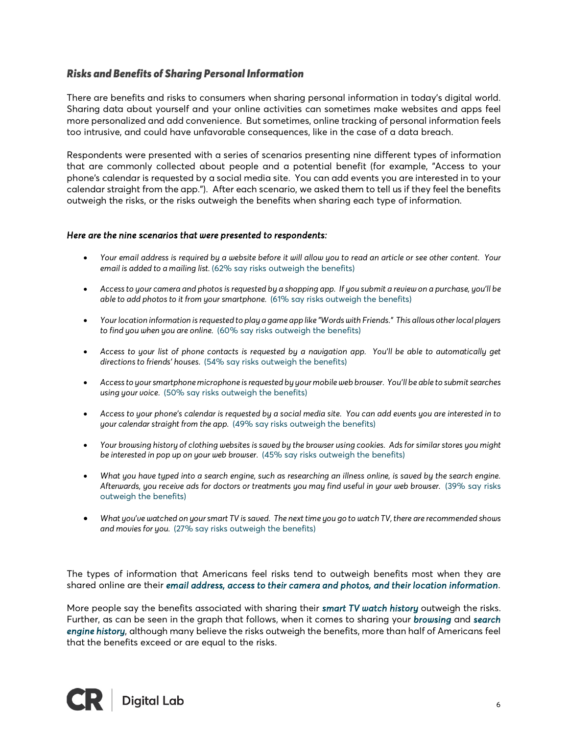### *Risks and Benefits of Sharing Personal Information*

There are benefits and risks to consumers when sharing personal information in today's digital world. Sharing data about yourself and your online activities can sometimes make websites and apps feel more personalized and add convenience. But sometimes, online tracking of personal information feels too intrusive, and could have unfavorable consequences, like in the case of a data breach.

Respondents were presented with a series of scenarios presenting nine different types of information that are commonly collected about people and a potential benefit (for example, "Access to your phone's calendar is requested by a social media site. You can add events you are interested in to your calendar straight from the app."). After each scenario, we asked them to tell us if they feel the benefits outweigh the risks, or the risks outweigh the benefits when sharing each type of information.

***Here are the nine scenarios that were presented to respondents:***

- *Your email address is required by a website before it will allow you to read an article or see other content. Your email is added to a mailing list.* (62% say risks outweigh the benefits)
- *Access to your camera and photos is requested by a shopping app. If you submit a review on a purchase, you'll be able to add photos to it from your smartphone.* (61% say risks outweigh the benefits)
- *Your location information is requested to play a game app like "Words with Friends." This allows other local players to find you when you are online.* (60% say risks outweigh the benefits)
- *Access to your list of phone contacts is requested by a navigation app. You'll be able to automatically get directions to friends' houses.* (54% say risks outweigh the benefits)
- *Access to your smartphone microphone is requested by your mobile web browser. You'll be able to submit searches using your voice.* (50% say risks outweigh the benefits)
- *Access to your phone's calendar is requested by a social media site. You can add events you are interested in to your calendar straight from the app.* (49% say risks outweigh the benefits)
- *Your browsing history of clothing websites is saved by the browser using cookies. Ads for similar stores you might be interested in pop up on your web browser.* (45% say risks outweigh the benefits)
- *What you have typed into a search engine, such as researching an illness online, is saved by the search engine. Afterwards, you receive ads for doctors or treatments you may find useful in your web browser.* (39% say risks outweigh the benefits)
- *What you've watched on your smart TV is saved. The next time you go to watch TV, there are recommended shows and movies for you.* (27% say risks outweigh the benefits)

The types of information that Americans feel risks tend to outweigh benefits most when they are shared online are their ***email address, access to their camera and photos, and their location information***.

More people say the benefits associated with sharing their ***smart TV watch history*** outweigh the risks. Further, as can be seen in the graph that follows, when it comes to sharing your ***browsing*** and ***search engine history***, although many believe the risks outweigh the benefits, more than half of Americans feel that the benefits exceed or are equal to the risks.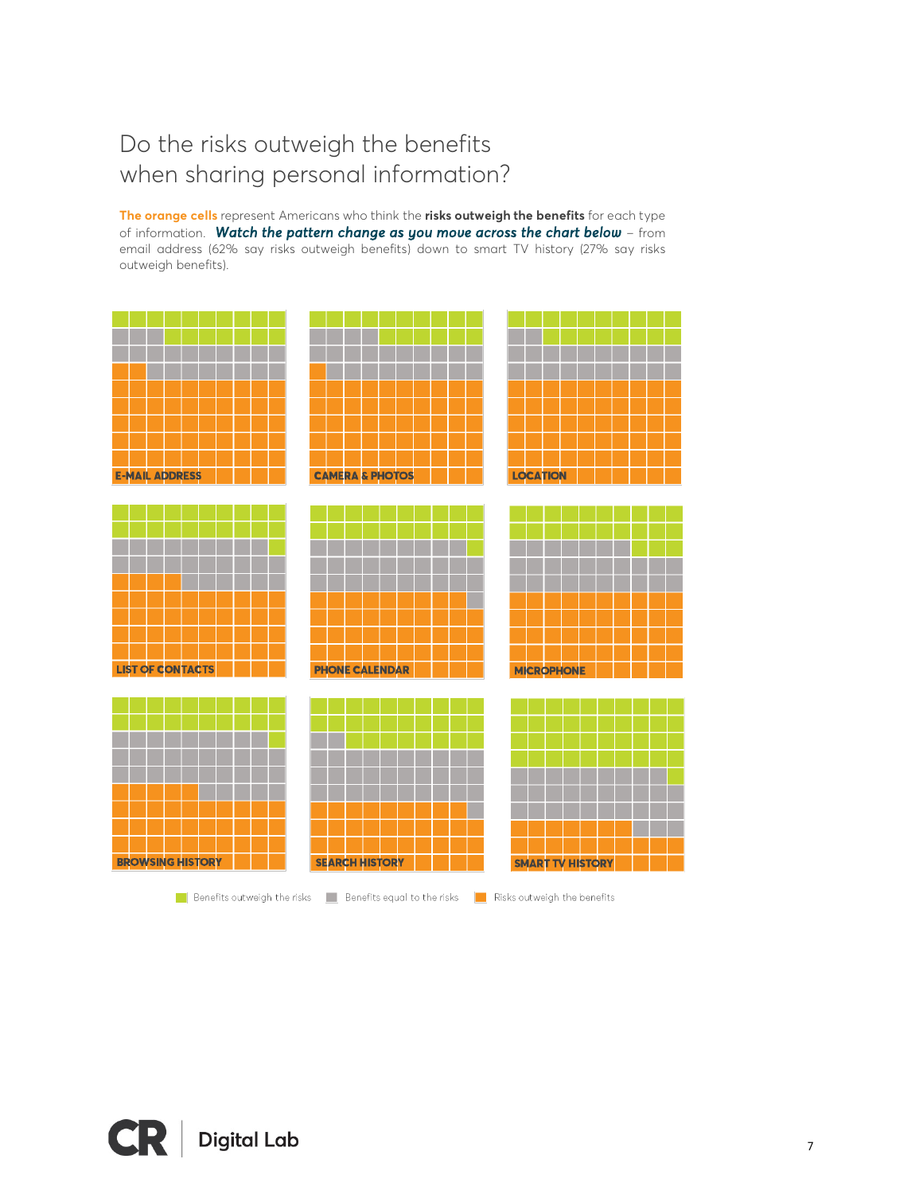# Do the risks outweigh the benefits when sharing personal information?

**The orange cells** represent Americans who think the **risks outweigh the benefits** for each type of information. ***Watch the pattern change as you move across the chart below*** – from email address (62% say risks outweigh benefits) down to smart TV history (27% say risks outweigh benefits).

E-MAIL ADDRESS

CAMERA & PHOTOS

LOCATION

LIST OF CONTACTS

PHONE CALENDAR

MICROPHONE

BROWSING HISTORY

SEARCH HISTORY

SMART TV HISTORY

Benefits outweigh the risks | Benefits equal to the risks | Risks outweigh the benefits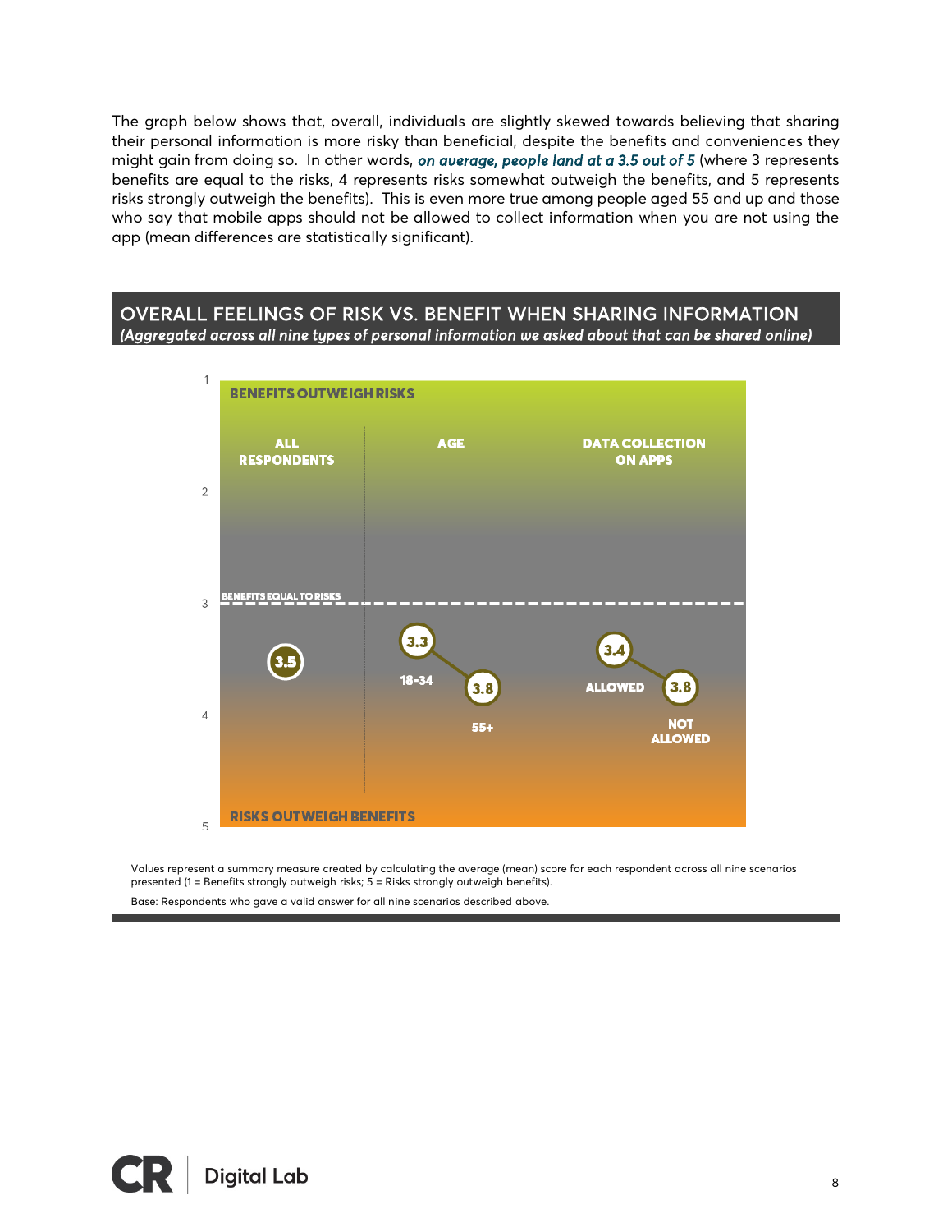The graph below shows that, overall, individuals are slightly skewed towards believing that sharing their personal information is more risky than beneficial, despite the benefits and conveniences they might gain from doing so. In other words, ***on average, people land at a 3.5 out of 5*** (where 3 represents benefits are equal to the risks, 4 represents risks somewhat outweigh the benefits, and 5 represents risks strongly outweigh the benefits). This is even more true among people aged 55 and up and those who say that mobile apps should not be allowed to collect information when you are not using the app (mean differences are statistically significant).

## OVERALL FEELINGS OF RISK VS. BENEFIT WHEN SHARING INFORMATION

*(Aggregated across all nine types of personal information we asked about that can be shared online)*

1 = BENEFITS OUTWEIGH RISKS; 3 = BENEFITS EQUAL TO RISKS; 5 = RISKS OUTWEIGH BENEFITS

| Group | Subgroup | Mean score |
|---|---|---|
| ALL RESPONDENTS | | 3.5 |
| AGE | 18-34 | 3.3 |
| | 55+ | 3.8 |
| DATA COLLECTION ON APPS | ALLOWED | 3.4 |
| | NOT ALLOWED | 3.8 |

Values represent a summary measure created by calculating the average (mean) score for each respondent across all nine scenarios presented (1 = Benefits strongly outweigh risks; 5 = Risks strongly outweigh benefits).

Base: Respondents who gave a valid answer for all nine scenarios described above.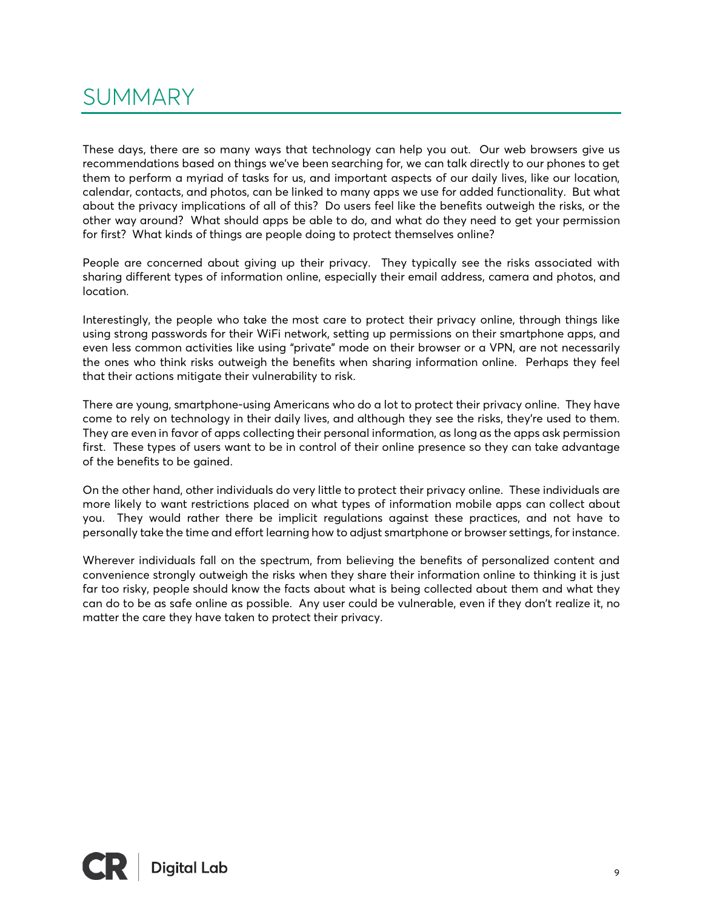# SUMMARY

These days, there are so many ways that technology can help you out. Our web browsers give us recommendations based on things we've been searching for, we can talk directly to our phones to get them to perform a myriad of tasks for us, and important aspects of our daily lives, like our location, calendar, contacts, and photos, can be linked to many apps we use for added functionality. But what about the privacy implications of all of this? Do users feel like the benefits outweigh the risks, or the other way around? What should apps be able to do, and what do they need to get your permission for first? What kinds of things are people doing to protect themselves online?

People are concerned about giving up their privacy. They typically see the risks associated with sharing different types of information online, especially their email address, camera and photos, and location.

Interestingly, the people who take the most care to protect their privacy online, through things like using strong passwords for their WiFi network, setting up permissions on their smartphone apps, and even less common activities like using "private" mode on their browser or a VPN, are not necessarily the ones who think risks outweigh the benefits when sharing information online. Perhaps they feel that their actions mitigate their vulnerability to risk.

There are young, smartphone-using Americans who do a lot to protect their privacy online. They have come to rely on technology in their daily lives, and although they see the risks, they're used to them. They are even in favor of apps collecting their personal information, as long as the apps ask permission first. These types of users want to be in control of their online presence so they can take advantage of the benefits to be gained.

On the other hand, other individuals do very little to protect their privacy online. These individuals are more likely to want restrictions placed on what types of information mobile apps can collect about you. They would rather there be implicit regulations against these practices, and not have to personally take the time and effort learning how to adjust smartphone or browser settings, for instance.

Wherever individuals fall on the spectrum, from believing the benefits of personalized content and convenience strongly outweigh the risks when they share their information online to thinking it is just far too risky, people should know the facts about what is being collected about them and what they can do to be as safe online as possible. Any user could be vulnerable, even if they don't realize it, no matter the care they have taken to protect their privacy.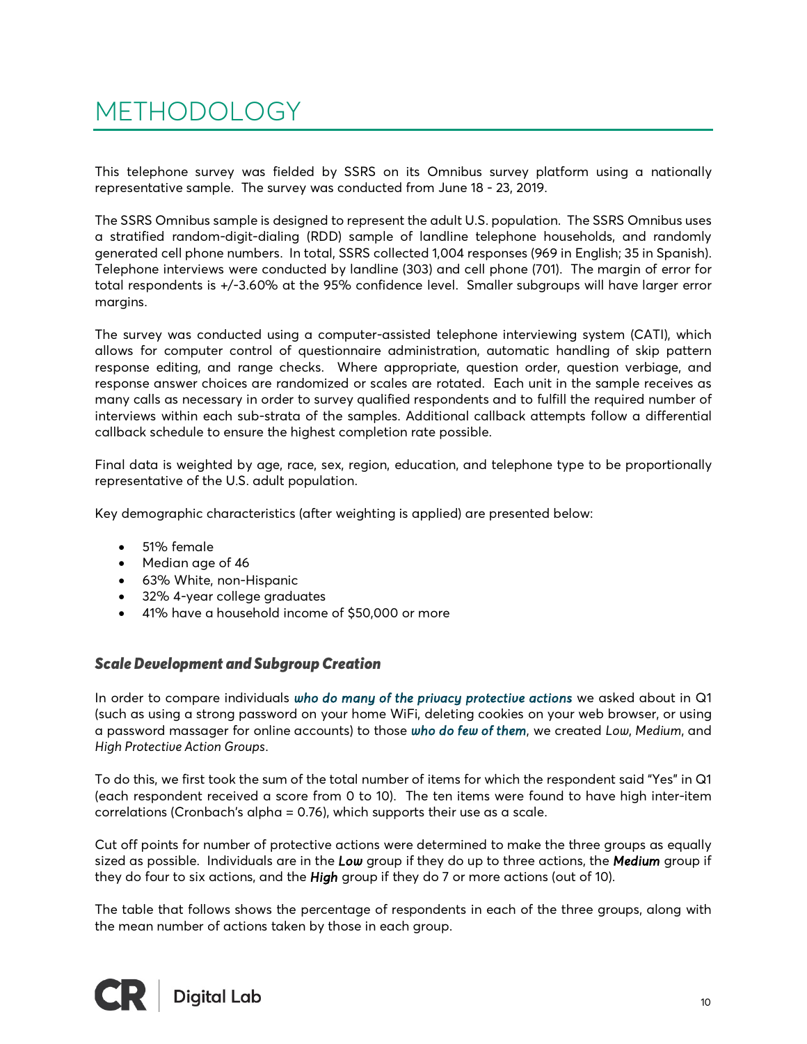# METHODOLOGY

This telephone survey was fielded by SSRS on its Omnibus survey platform using a nationally representative sample. The survey was conducted from June 18 - 23, 2019.

The SSRS Omnibus sample is designed to represent the adult U.S. population. The SSRS Omnibus uses a stratified random-digit-dialing (RDD) sample of landline telephone households, and randomly generated cell phone numbers. In total, SSRS collected 1,004 responses (969 in English; 35 in Spanish). Telephone interviews were conducted by landline (303) and cell phone (701). The margin of error for total respondents is +/-3.60% at the 95% confidence level. Smaller subgroups will have larger error margins.

The survey was conducted using a computer-assisted telephone interviewing system (CATI), which allows for computer control of questionnaire administration, automatic handling of skip pattern response editing, and range checks. Where appropriate, question order, question verbiage, and response answer choices are randomized or scales are rotated. Each unit in the sample receives as many calls as necessary in order to survey qualified respondents and to fulfill the required number of interviews within each sub-strata of the samples. Additional callback attempts follow a differential callback schedule to ensure the highest completion rate possible.

Final data is weighted by age, race, sex, region, education, and telephone type to be proportionally representative of the U.S. adult population.

Key demographic characteristics (after weighting is applied) are presented below:

- 51% female
- Median age of 46
- 63% White, non-Hispanic
- 32% 4-year college graduates
- 41% have a household income of $50,000 or more

### *Scale Development and Subgroup Creation*

In order to compare individuals ***who do many of the privacy protective actions*** we asked about in Q1 (such as using a strong password on your home WiFi, deleting cookies on your web browser, or using a password massager for online accounts) to those ***who do few of them***, we created *Low*, *Medium*, and *High Protective Action Groups*.

To do this, we first took the sum of the total number of items for which the respondent said "Yes" in Q1 (each respondent received a score from 0 to 10). The ten items were found to have high inter-item correlations (Cronbach's alpha = 0.76), which supports their use as a scale.

Cut off points for number of protective actions were determined to make the three groups as equally sized as possible. Individuals are in the ***Low*** group if they do up to three actions, the ***Medium*** group if they do four to six actions, and the ***High*** group if they do 7 or more actions (out of 10).

The table that follows shows the percentage of respondents in each of the three groups, along with the mean number of actions taken by those in each group.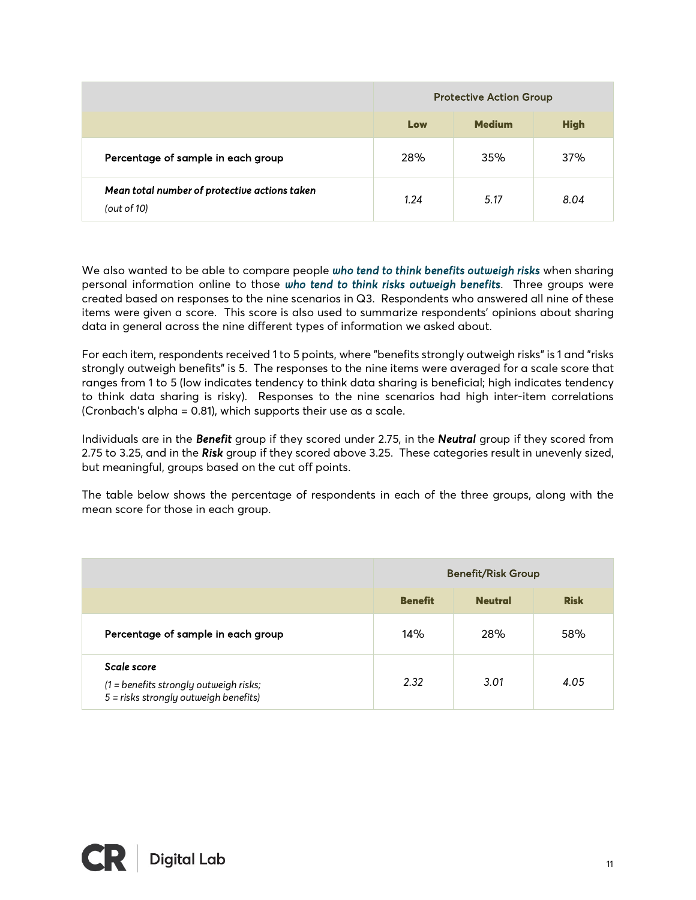| | Protective Action Group | | |
|---|---|---|---|
| | **Low** | **Medium** | **High** |
| Percentage of sample in each group | 28% | 35% | 37% |
| ***Mean total number of protective actions taken*** *(out of 10)* | *1.24* | *5.17* | *8.04* |

We also wanted to be able to compare people ***who tend to think benefits outweigh risks*** when sharing personal information online to those ***who tend to think risks outweigh benefits***. Three groups were created based on responses to the nine scenarios in Q3. Respondents who answered all nine of these items were given a score. This score is also used to summarize respondents' opinions about sharing data in general across the nine different types of information we asked about.

For each item, respondents received 1 to 5 points, where "benefits strongly outweigh risks" is 1 and "risks strongly outweigh benefits" is 5. The responses to the nine items were averaged for a scale score that ranges from 1 to 5 (low indicates tendency to think data sharing is beneficial; high indicates tendency to think data sharing is risky). Responses to the nine scenarios had high inter-item correlations (Cronbach's alpha = 0.81), which supports their use as a scale.

Individuals are in the ***Benefit*** group if they scored under 2.75, in the ***Neutral*** group if they scored from 2.75 to 3.25, and in the ***Risk*** group if they scored above 3.25. These categories result in unevenly sized, but meaningful, groups based on the cut off points.

The table below shows the percentage of respondents in each of the three groups, along with the mean score for those in each group.

| | Benefit/Risk Group | | |
|---|---|---|---|
| | **Benefit** | **Neutral** | **Risk** |
| Percentage of sample in each group | 14% | 28% | 58% |
| ***Scale score*** *(1 = benefits strongly outweigh risks; 5 = risks strongly outweigh benefits)* | *2.32* | *3.01* | *4.05* |